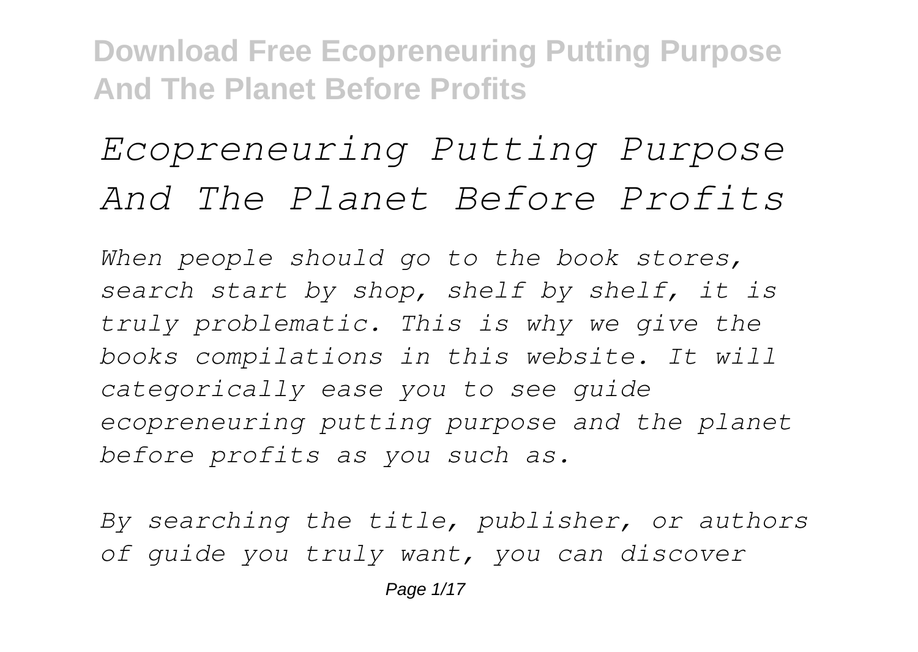# *Ecopreneuring Putting Purpose And The Planet Before Profits*

*When people should go to the book stores, search start by shop, shelf by shelf, it is truly problematic. This is why we give the books compilations in this website. It will categorically ease you to see guide ecopreneuring putting purpose and the planet before profits as you such as.*

*By searching the title, publisher, or authors of guide you truly want, you can discover*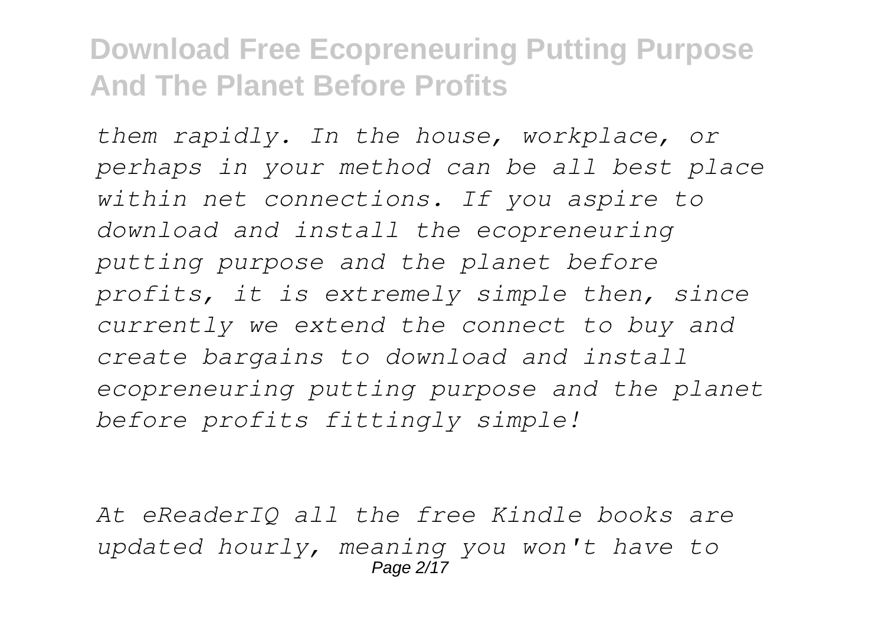*them rapidly. In the house, workplace, or perhaps in your method can be all best place within net connections. If you aspire to download and install the ecopreneuring putting purpose and the planet before profits, it is extremely simple then, since currently we extend the connect to buy and create bargains to download and install ecopreneuring putting purpose and the planet before profits fittingly simple!*

*At eReaderIQ all the free Kindle books are updated hourly, meaning you won't have to*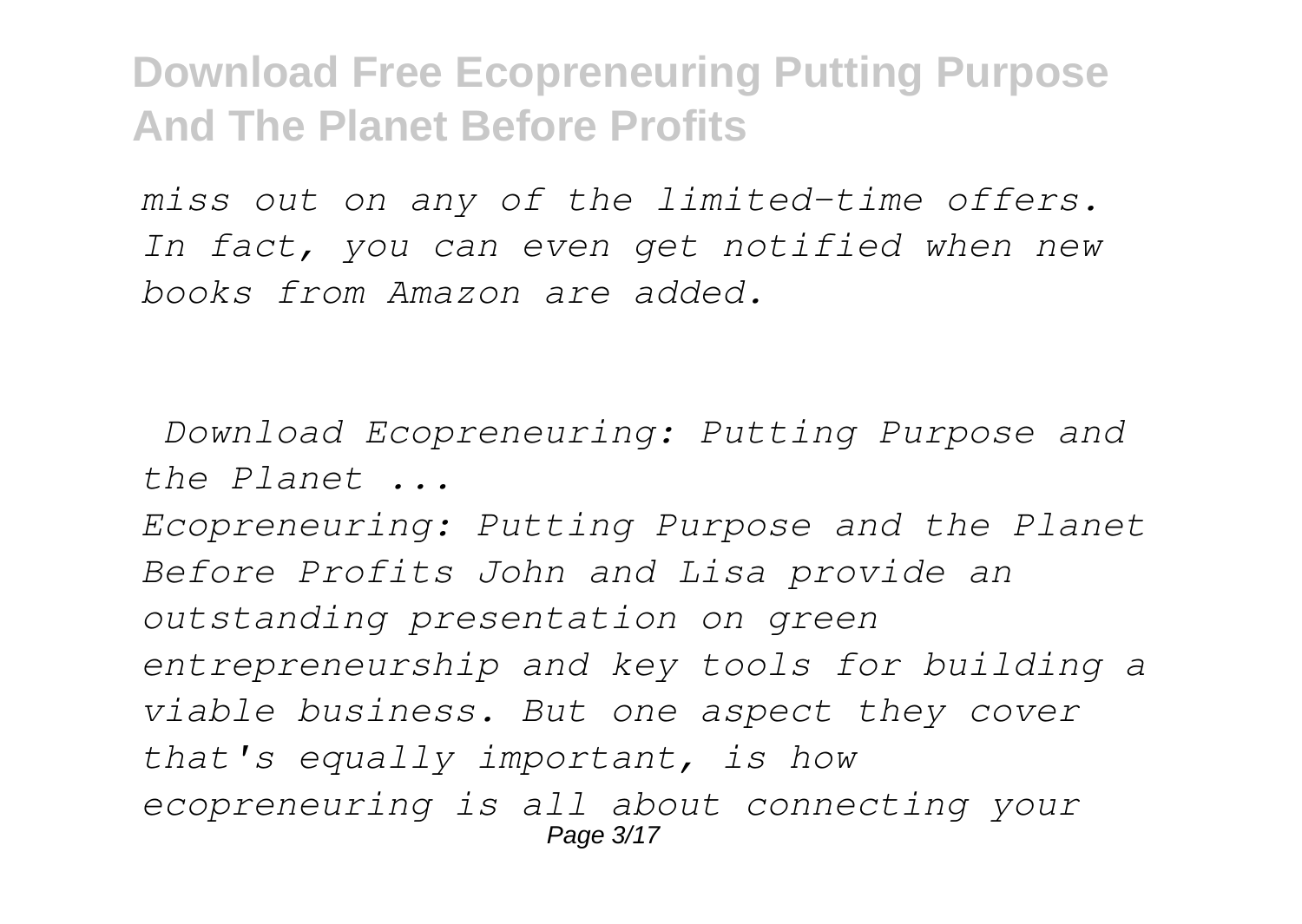*miss out on any of the limited-time offers. In fact, you can even get notified when new books from Amazon are added.*

*Download Ecopreneuring: Putting Purpose and the Planet ...*

*Ecopreneuring: Putting Purpose and the Planet Before Profits John and Lisa provide an outstanding presentation on green entrepreneurship and key tools for building a viable business. But one aspect they cover that's equally important, is how ecopreneuring is all about connecting your*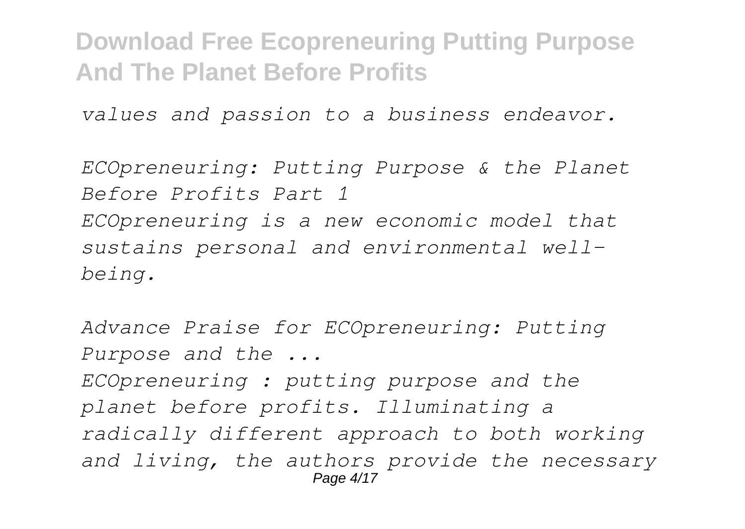*values and passion to a business endeavor.*

*ECOpreneuring: Putting Purpose & the Planet Before Profits Part 1*
*ECOpreneuring is a new economic model that sustains personal and environmental well-being.*

*Advance Praise for ECOpreneuring: Putting Purpose and the ...*
*ECOpreneuring : putting purpose and the planet before profits. Illuminating a radically different approach to both working and living, the authors provide the necessary*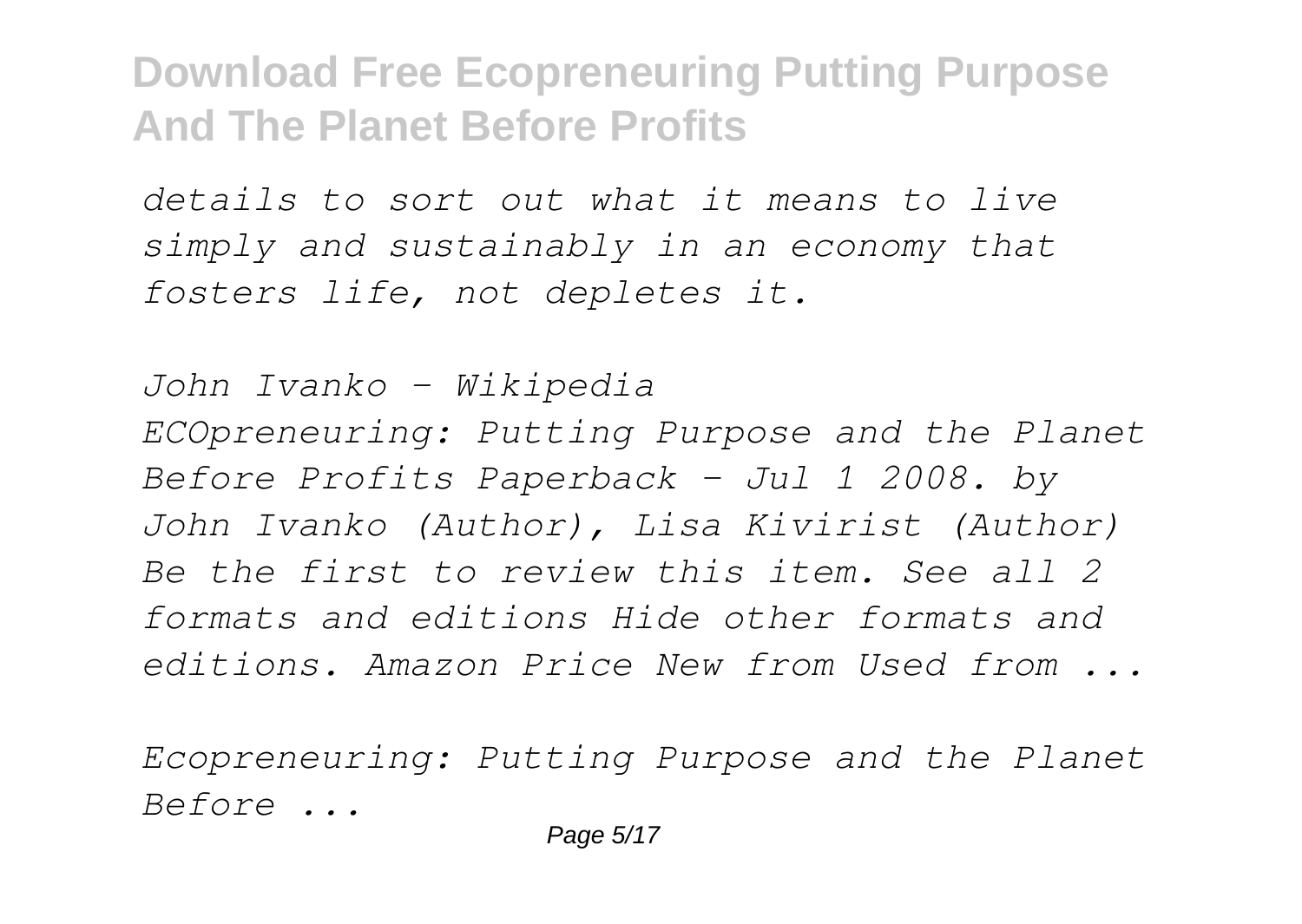*details to sort out what it means to live simply and sustainably in an economy that fosters life, not depletes it.*

*John Ivanko - Wikipedia*

*ECOpreneuring: Putting Purpose and the Planet Before Profits Paperback – Jul 1 2008. by John Ivanko (Author), Lisa Kivirist (Author) Be the first to review this item. See all 2 formats and editions Hide other formats and editions. Amazon Price New from Used from ...*

*Ecopreneuring: Putting Purpose and the Planet Before ...*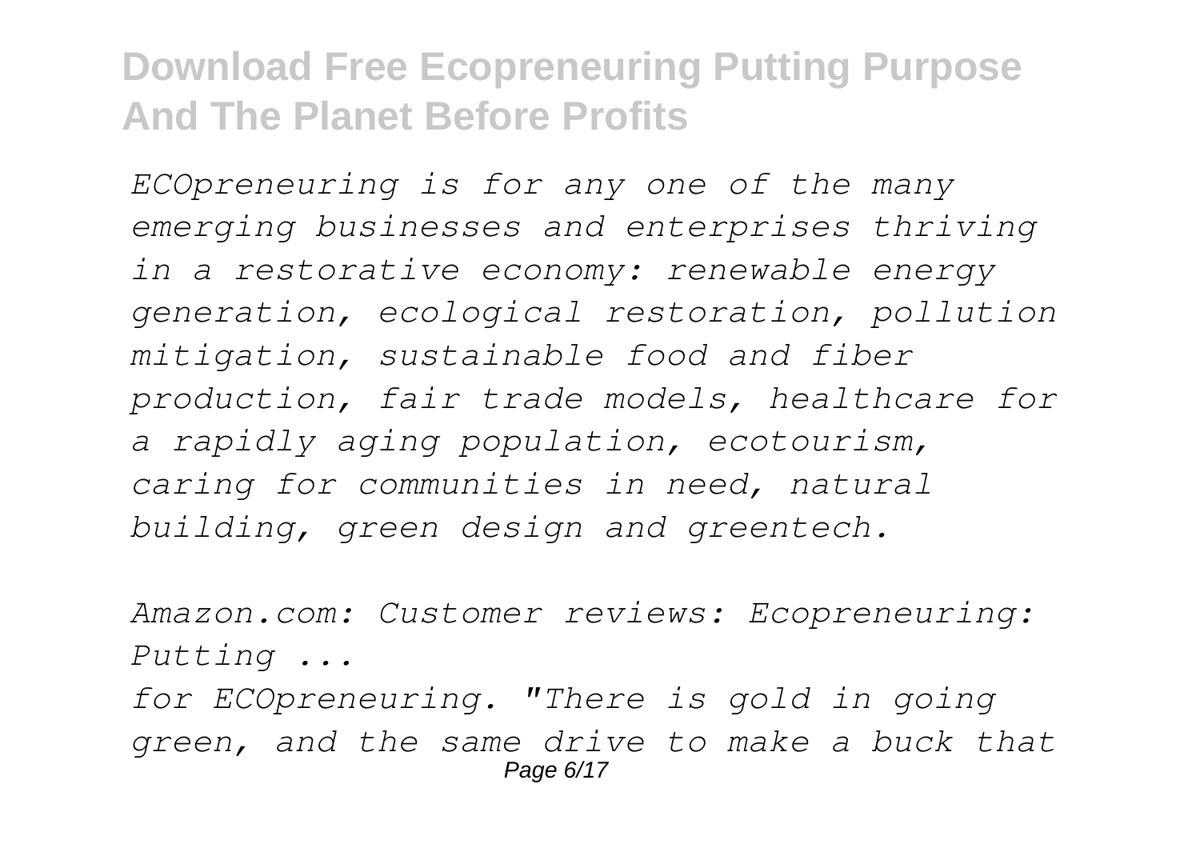*ECOpreneuring is for any one of the many emerging businesses and enterprises thriving in a restorative economy: renewable energy generation, ecological restoration, pollution mitigation, sustainable food and fiber production, fair trade models, healthcare for a rapidly aging population, ecotourism, caring for communities in need, natural building, green design and greentech.*

*Amazon.com: Customer reviews: Ecopreneuring: Putting ...*

*for ECOpreneuring. "There is gold in going green, and the same drive to make a buck that*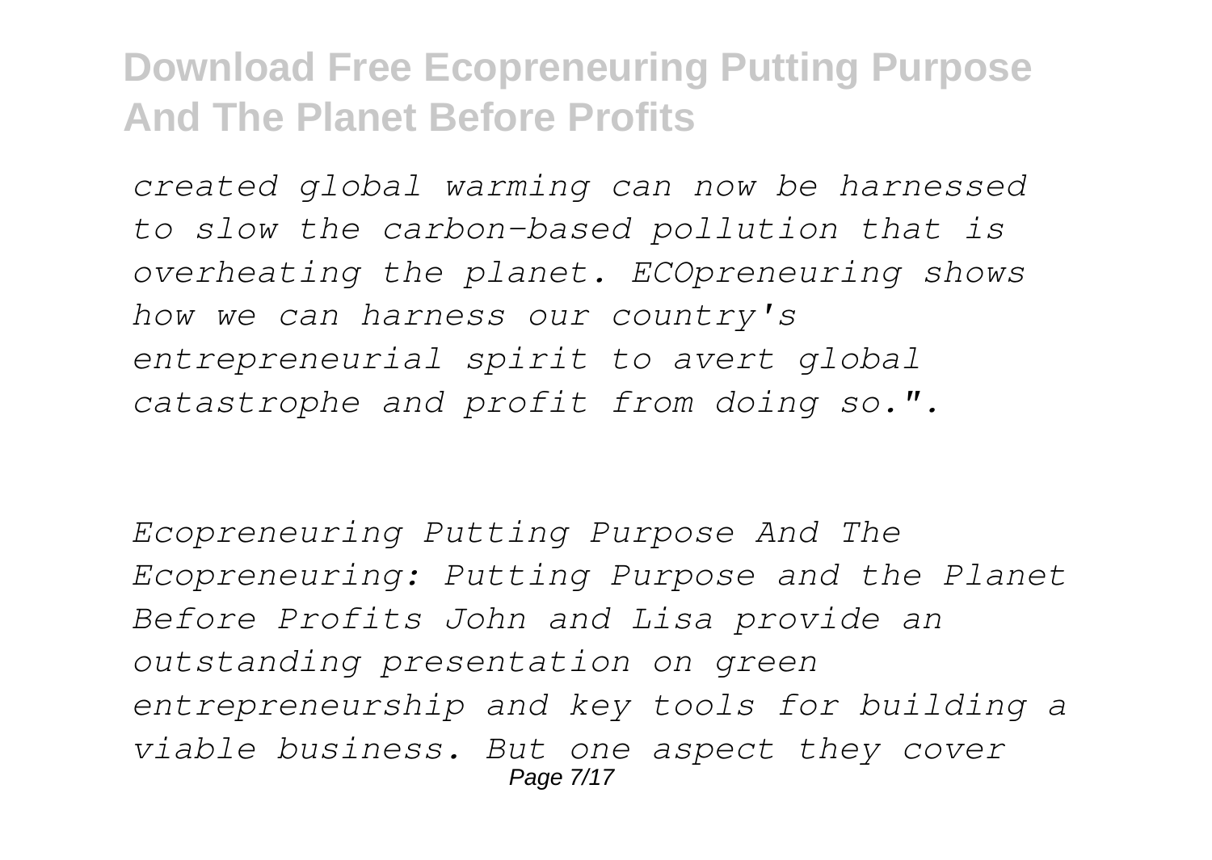*created global warming can now be harnessed to slow the carbon-based pollution that is overheating the planet. ECOpreneuring shows how we can harness our country's entrepreneurial spirit to avert global catastrophe and profit from doing so.".*

*Ecopreneuring Putting Purpose And The Ecopreneuring: Putting Purpose and the Planet Before Profits John and Lisa provide an outstanding presentation on green entrepreneurship and key tools for building a viable business. But one aspect they cover*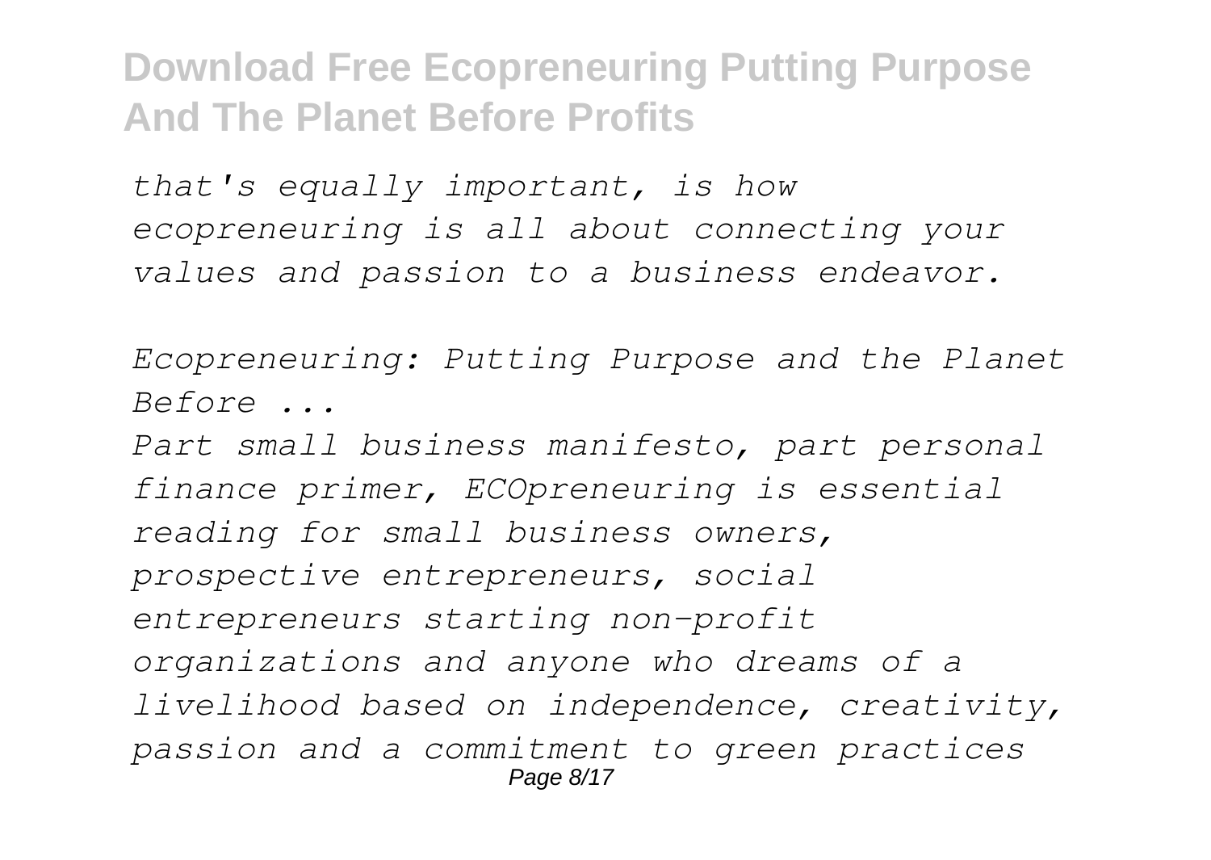*that's equally important, is how ecopreneuring is all about connecting your values and passion to a business endeavor.*

*Ecopreneuring: Putting Purpose and the Planet Before ...*

*Part small business manifesto, part personal finance primer, ECOpreneuring is essential reading for small business owners, prospective entrepreneurs, social entrepreneurs starting non-profit organizations and anyone who dreams of a livelihood based on independence, creativity, passion and a commitment to green practices*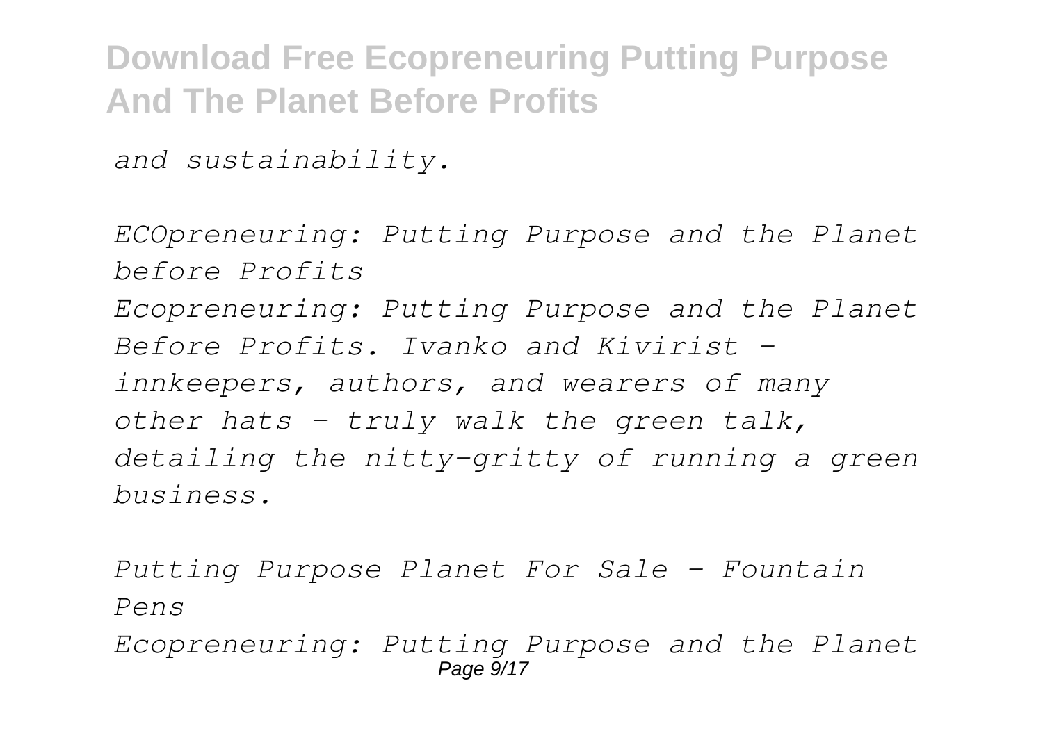*and sustainability.*

*ECOpreneuring: Putting Purpose and the Planet before Profits*

*Ecopreneuring: Putting Purpose and the Planet Before Profits. Ivanko and Kivirist - innkeepers, authors, and wearers of many other hats - truly walk the green talk, detailing the nitty-gritty of running a green business.*

*Putting Purpose Planet For Sale - Fountain Pens*

*Ecopreneuring: Putting Purpose and the Planet*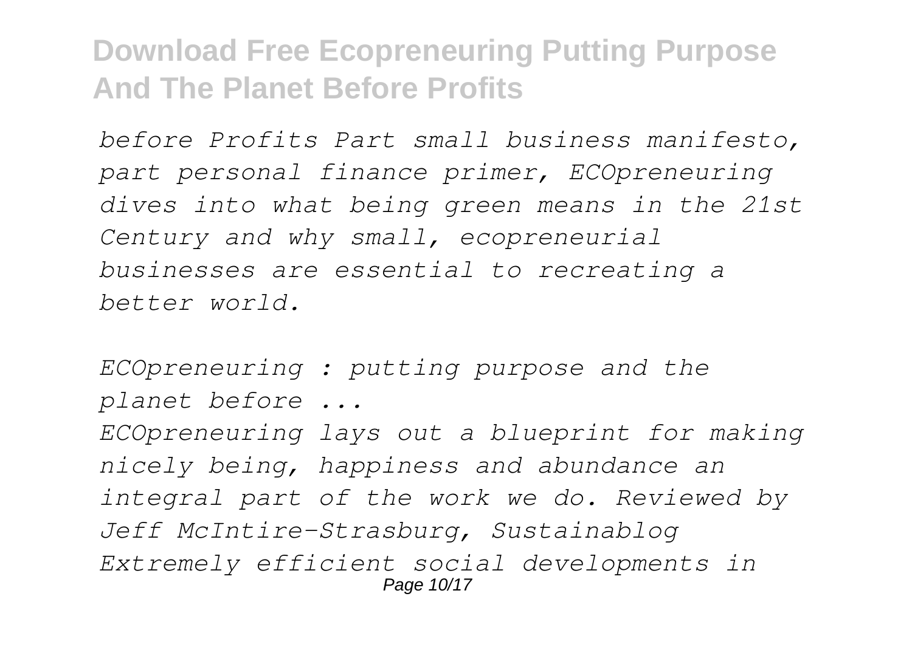*before Profits Part small business manifesto, part personal finance primer, ECOpreneuring dives into what being green means in the 21st Century and why small, ecopreneurial businesses are essential to recreating a better world.*

*ECOpreneuring : putting purpose and the planet before ...*

*ECOpreneuring lays out a blueprint for making nicely being, happiness and abundance an integral part of the work we do. Reviewed by Jeff McIntire-Strasburg, Sustainablog Extremely efficient social developments in*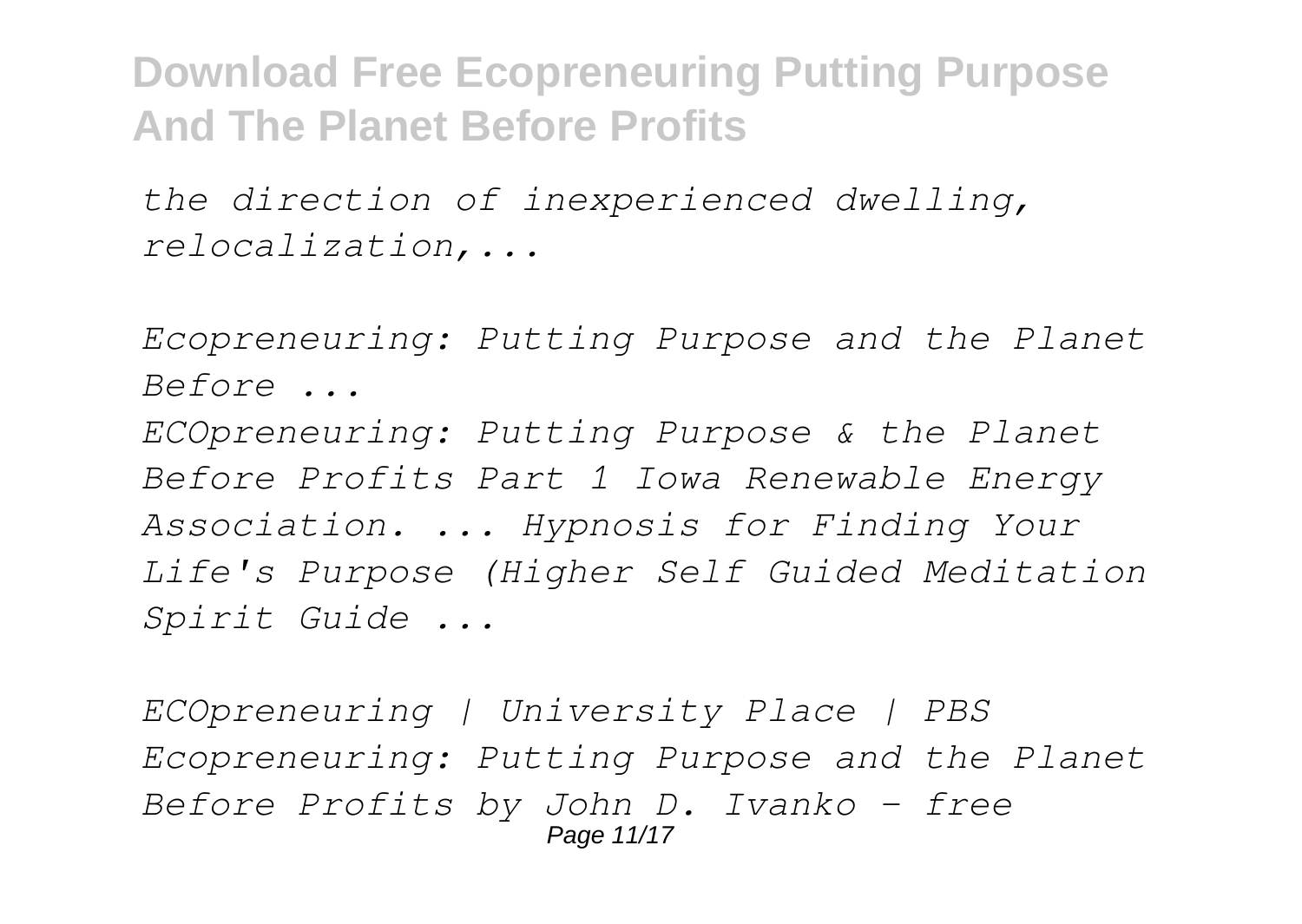*the direction of inexperienced dwelling, relocalization,...*

*Ecopreneuring: Putting Purpose and the Planet Before ...*

*ECOpreneuring: Putting Purpose & the Planet Before Profits Part 1 Iowa Renewable Energy Association. ... Hypnosis for Finding Your Life's Purpose (Higher Self Guided Meditation Spirit Guide ...*

*ECOpreneuring | University Place | PBS*
*Ecopreneuring: Putting Purpose and the Planet Before Profits by John D. Ivanko - free*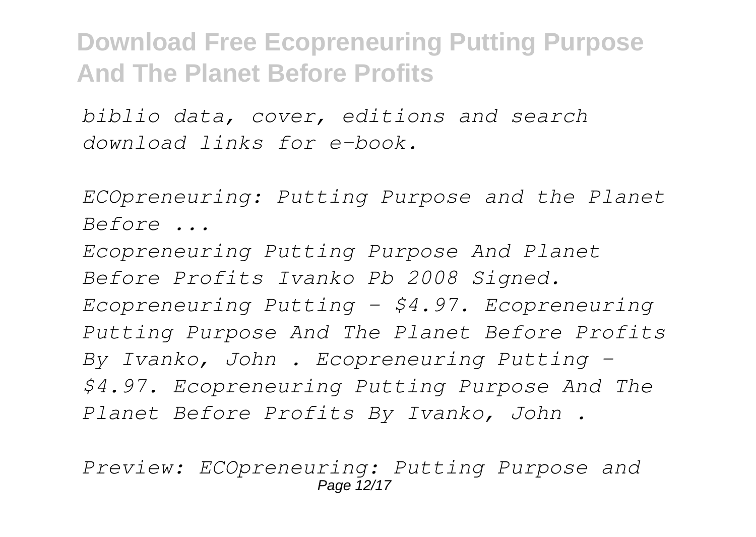*biblio data, cover, editions and search download links for e-book.*

*ECOpreneuring: Putting Purpose and the Planet Before ...*

*Ecopreneuring Putting Purpose And Planet Before Profits Ivanko Pb 2008 Signed. Ecopreneuring Putting - $4.97. Ecopreneuring Putting Purpose And The Planet Before Profits By Ivanko, John . Ecopreneuring Putting - $4.97. Ecopreneuring Putting Purpose And The Planet Before Profits By Ivanko, John .*

*Preview: ECOpreneuring: Putting Purpose and*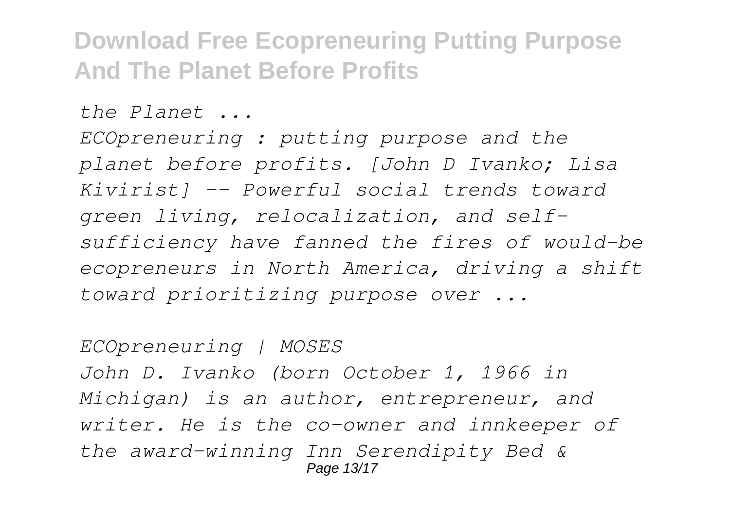*the Planet ...*

*ECOpreneuring : putting purpose and the planet before profits. [John D Ivanko; Lisa Kivirist] -- Powerful social trends toward green living, relocalization, and self-sufficiency have fanned the fires of would-be ecopreneurs in North America, driving a shift toward prioritizing purpose over ...*

*ECOpreneuring | MOSES*

*John D. Ivanko (born October 1, 1966 in Michigan) is an author, entrepreneur, and writer. He is the co-owner and innkeeper of the award-winning Inn Serendipity Bed &*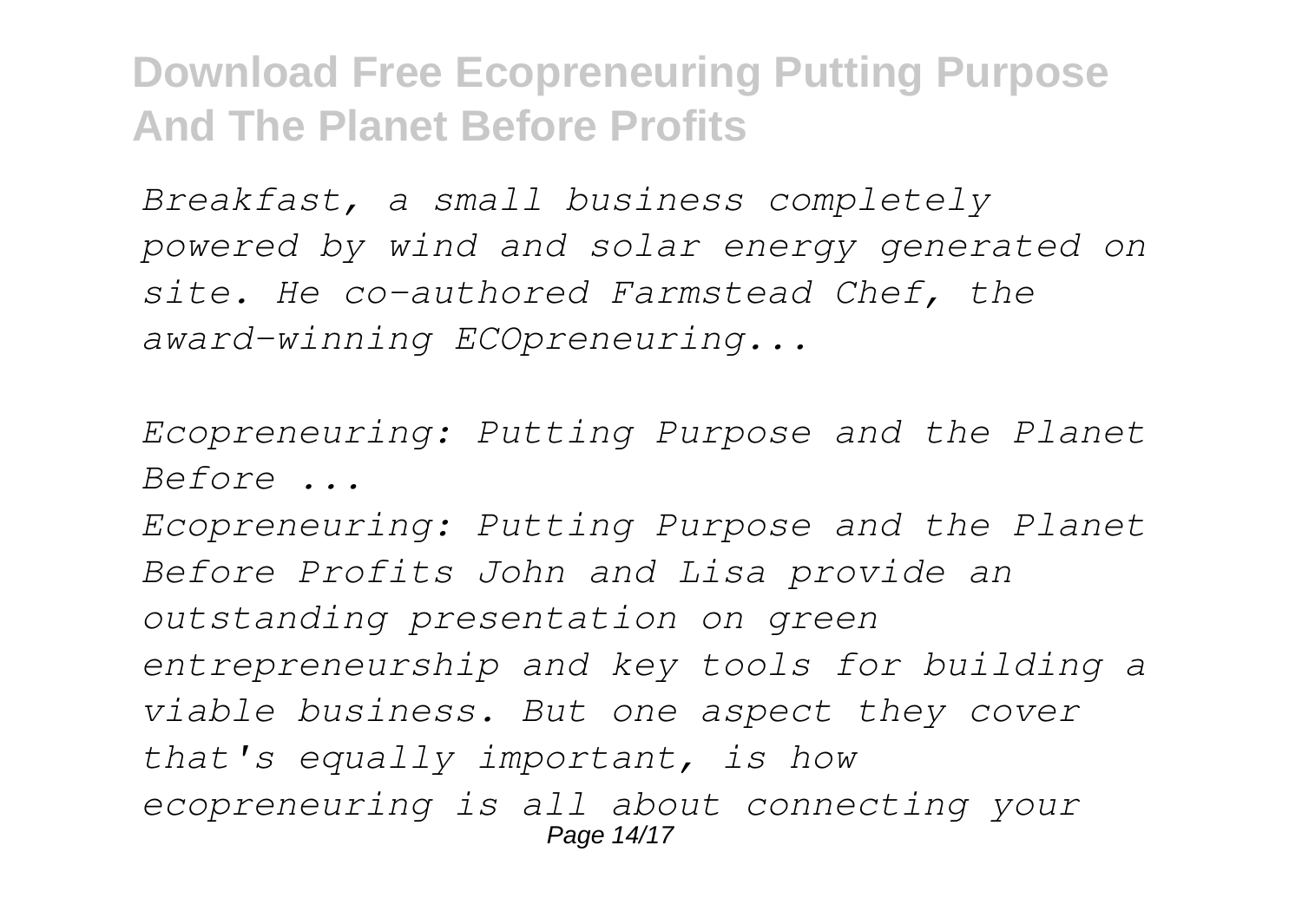*Breakfast, a small business completely powered by wind and solar energy generated on site. He co-authored Farmstead Chef, the award-winning ECOpreneuring...*

*Ecopreneuring: Putting Purpose and the Planet Before ...*

*Ecopreneuring: Putting Purpose and the Planet Before Profits John and Lisa provide an outstanding presentation on green entrepreneurship and key tools for building a viable business. But one aspect they cover that's equally important, is how ecopreneuring is all about connecting your*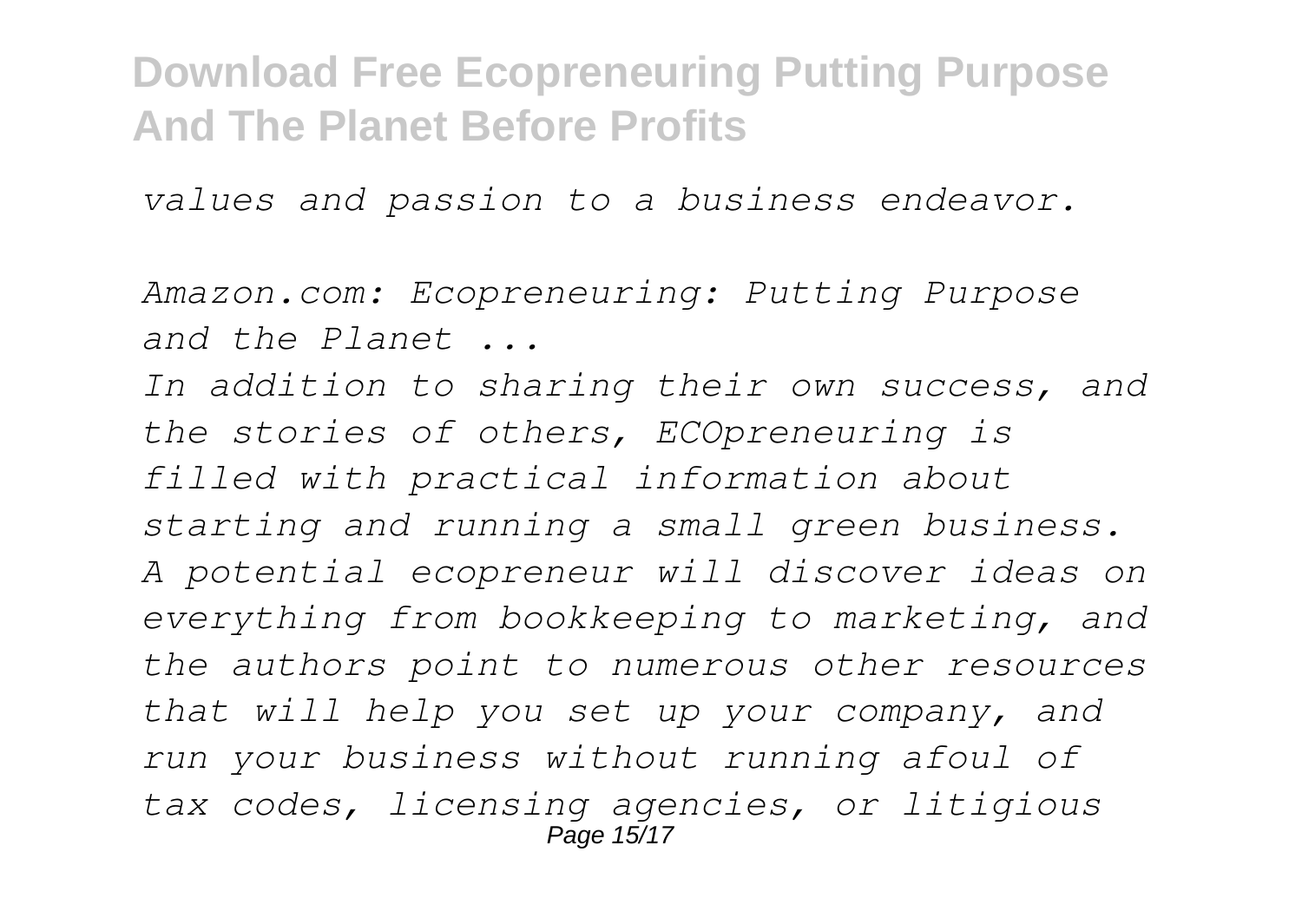*values and passion to a business endeavor.*

*Amazon.com: Ecopreneuring: Putting Purpose and the Planet ...*

*In addition to sharing their own success, and the stories of others, ECOpreneuring is filled with practical information about starting and running a small green business. A potential ecopreneur will discover ideas on everything from bookkeeping to marketing, and the authors point to numerous other resources that will help you set up your company, and run your business without running afoul of tax codes, licensing agencies, or litigious*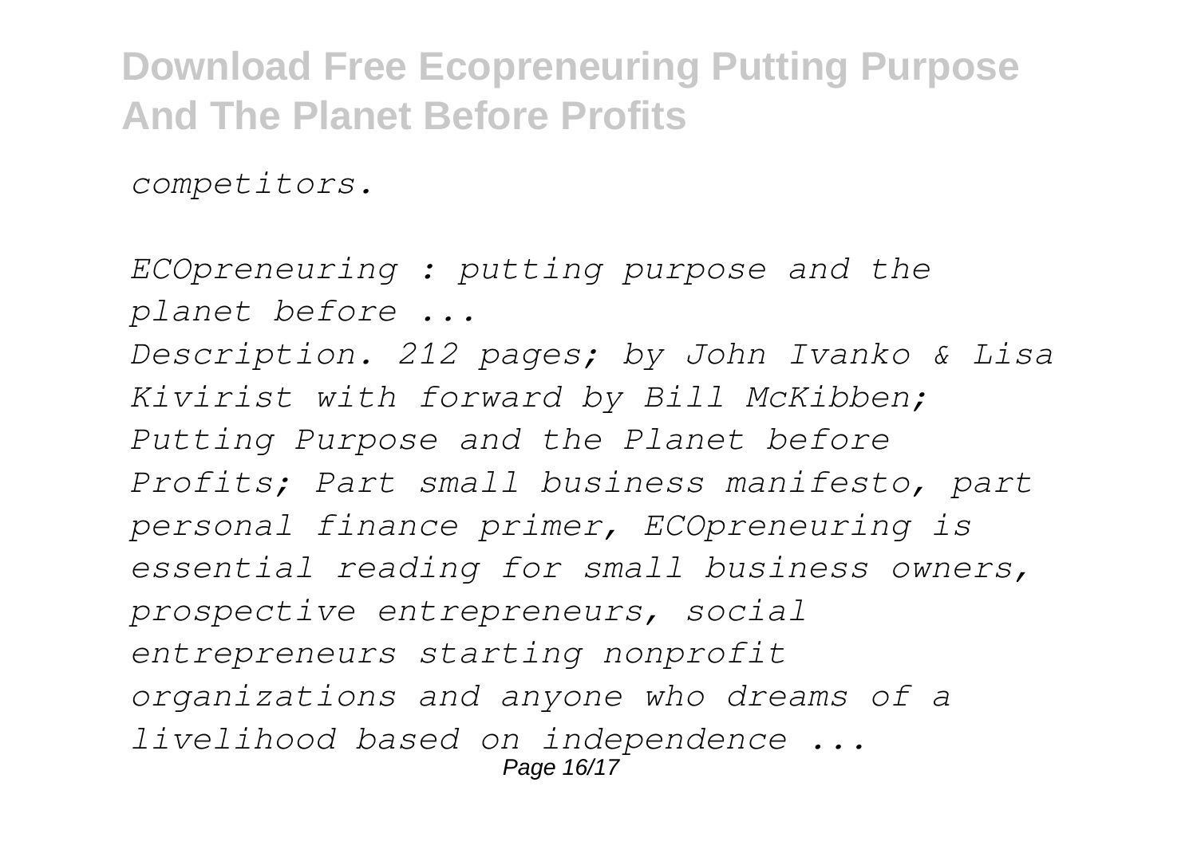*competitors.*

*ECOpreneuring : putting purpose and the planet before ...*

*Description. 212 pages; by John Ivanko & Lisa Kivirist with forward by Bill McKibben; Putting Purpose and the Planet before Profits; Part small business manifesto, part personal finance primer, ECOpreneuring is essential reading for small business owners, prospective entrepreneurs, social entrepreneurs starting nonprofit organizations and anyone who dreams of a livelihood based on independence ...*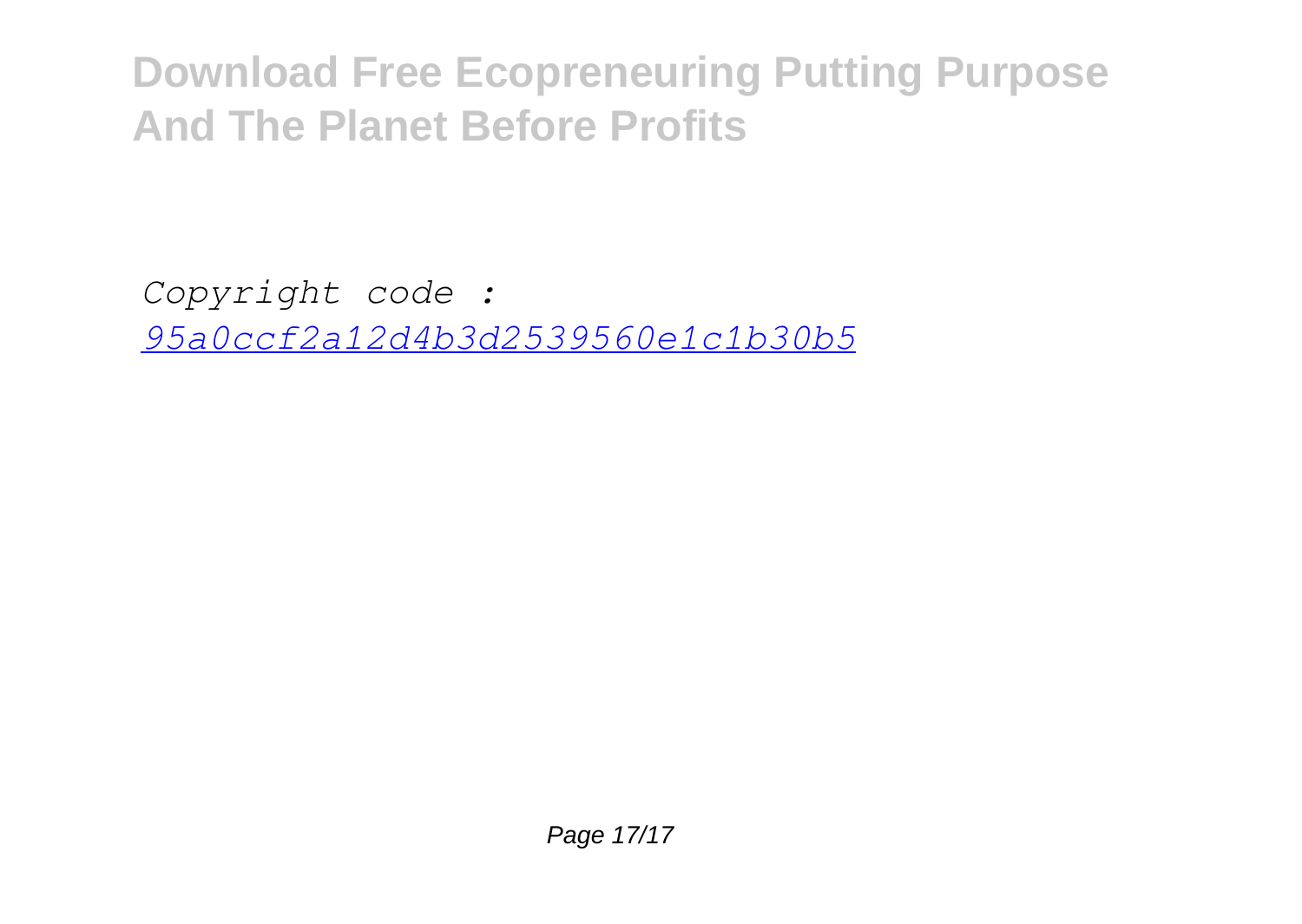*Copyright code : [95a0ccf2a12d4b3d2539560e1c1b30b5](95a0ccf2a12d4b3d2539560e1c1b30b5)*